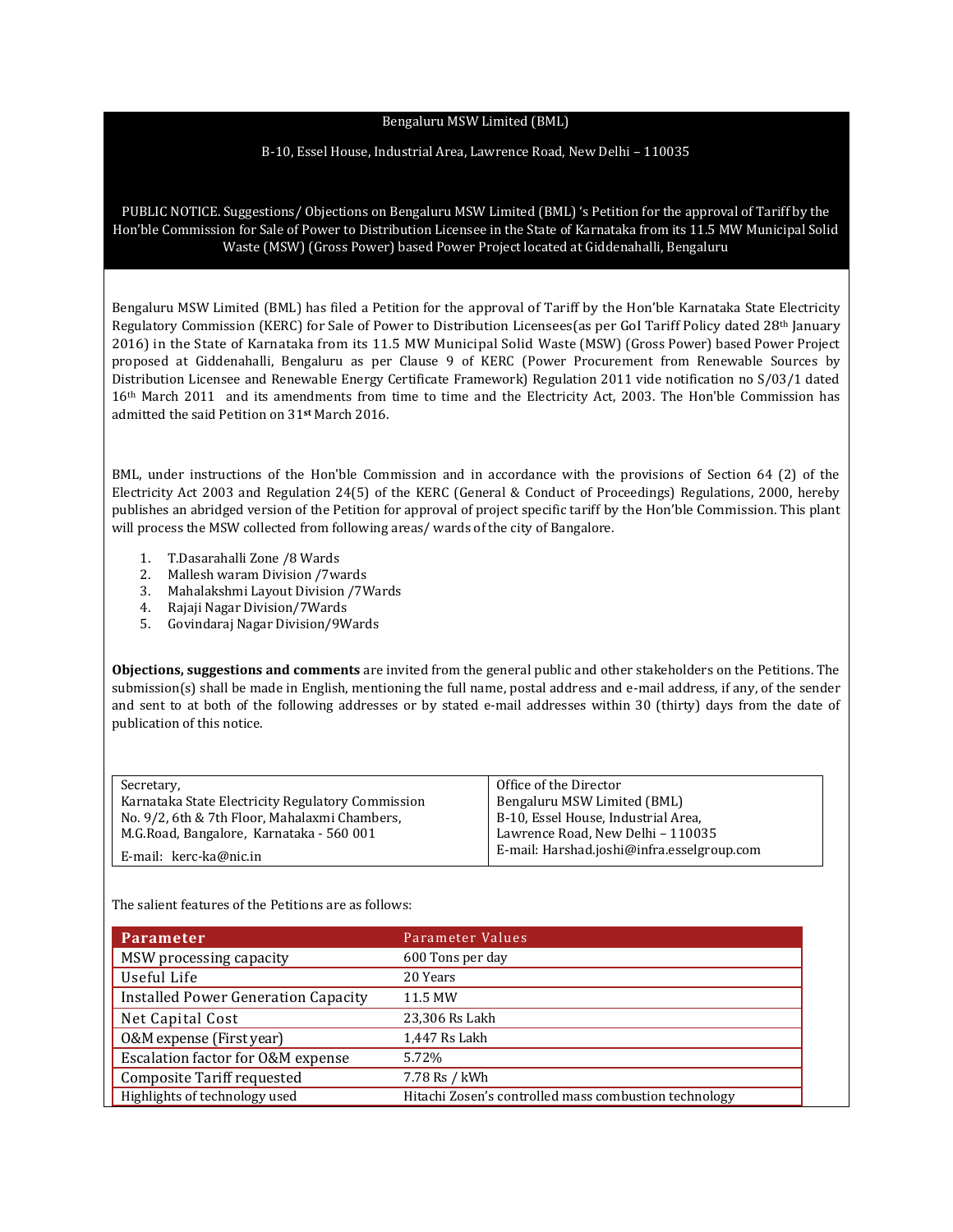Bengaluru MSW Limited (BML)

B-10, Essel House, Industrial Area, Lawrence Road, New Delhi – 110035

PUBLIC NOTICE. Suggestions/ Objections on Bengaluru MSW Limited (BML) 's Petition for the approval of Tariff by the Hon'ble Commission for Sale of Power to Distribution Licensee in the State of Karnataka from its 11.5 MW Municipal Solid Waste (MSW) (Gross Power) based Power Project located at Giddenahalli, Bengaluru

Bengaluru MSW Limited (BML) has filed a Petition for the approval of Tariff by the Hon'ble Karnataka State Electricity Regulatory Commission (KERC) for Sale of Power to Distribution Licensees(as per GoI Tariff Policy dated 28th January 2016) in the State of Karnataka from its 11.5 MW Municipal Solid Waste (MSW) (Gross Power) based Power Project proposed at Giddenahalli, Bengaluru as per Clause 9 of KERC (Power Procurement from Renewable Sources by Distribution Licensee and Renewable Energy Certificate Framework) Regulation 2011 vide notification no S/03/1 dated 16th March 2011 and its amendments from time to time and the Electricity Act, 2003. The Hon'ble Commission has admitted the said Petition on 31st March 2016.

BML, under instructions of the Hon'ble Commission and in accordance with the provisions of Section 64 (2) of the Electricity Act 2003 and Regulation 24(5) of the KERC (General & Conduct of Proceedings) Regulations, 2000, hereby publishes an abridged version of the Petition for approval of project specific tariff by the Hon'ble Commission. This plant will process the MSW collected from following areas/ wards of the city of Bangalore.

1. T.Dasarahalli Zone /8 Wards
2. Mallesh waram Division /7wards
3. Mahalakshmi Layout Division /7Wards
4. Rajaji Nagar Division/7Wards
5. Govindaraj Nagar Division/9Wards

**Objections, suggestions and comments** are invited from the general public and other stakeholders on the Petitions. The submission(s) shall be made in English, mentioning the full name, postal address and e-mail address, if any, of the sender and sent to at both of the following addresses or by stated e-mail addresses within 30 (thirty) days from the date of publication of this notice.

| Secretary,<br>Karnataka State Electricity Regulatory Commission<br>No. 9/2, 6th & 7th Floor, Mahalaxmi Chambers,<br>M.G.Road, Bangalore, Karnataka - 560 001<br>E-mail: kerc-ka@nic.in | Office of the Director<br>Bengaluru MSW Limited (BML)<br>B-10, Essel House, Industrial Area,<br>Lawrence Road, New Delhi – 110035<br>E-mail: Harshad.joshi@infra.esselgroup.com |
|---|---|

The salient features of the Petitions are as follows:

| Parameter | Parameter Values |
|---|---|
| MSW processing capacity | 600 Tons per day |
| Useful Life | 20 Years |
| Installed Power Generation Capacity | 11.5 MW |
| Net Capital Cost | 23,306 Rs Lakh |
| O&M expense (First year) | 1,447 Rs Lakh |
| Escalation factor for O&M expense | 5.72% |
| Composite Tariff requested | 7.78 Rs / kWh |
| Highlights of technology used | Hitachi Zosen's controlled mass combustion technology |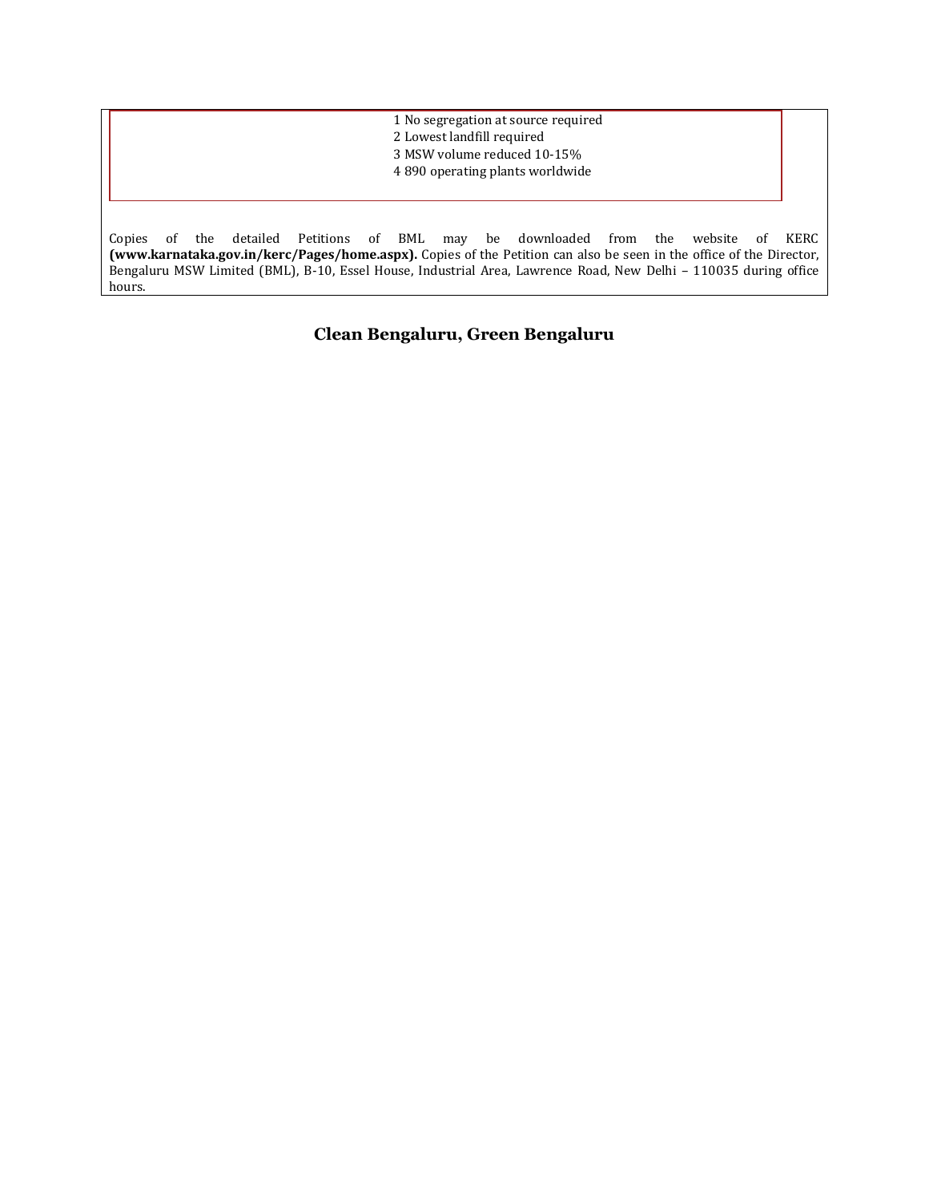1 No segregation at source required
2 Lowest landfill required
3 MSW volume reduced 10-15%
4 890 operating plants worldwide

Copies of the detailed Petitions of BML may be downloaded from the website of KERC **(www.karnataka.gov.in/kerc/Pages/home.aspx).** Copies of the Petition can also be seen in the office of the Director, Bengaluru MSW Limited (BML), B-10, Essel House, Industrial Area, Lawrence Road, New Delhi – 110035 during office hours.

**Clean Bengaluru, Green Bengaluru**